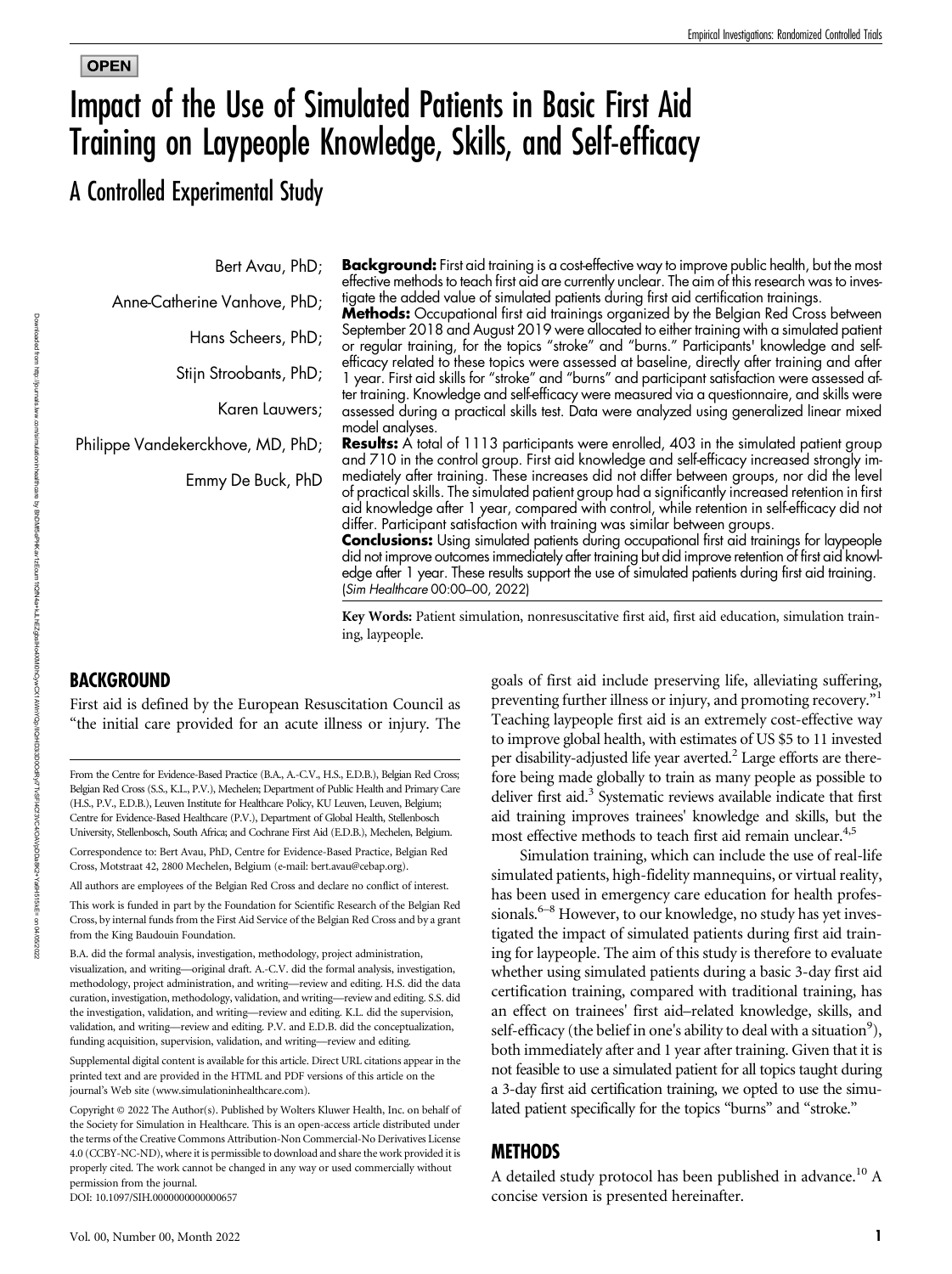**OPEN**

# Impact of the Use of Simulated Patients in Basic First Aid Training on Laypeople Knowledge, Skills, and Self-efficacy

## A Controlled Experimental Study

Bert Avau, PhD; Anne-Catherine Vanhove, PhD; Hans Scheers, PhD; Stijn Stroobants, PhD; Karen Lauwers; Philippe Vandekerckhove, MD, PhD; Emmy De Buck, PhD

**Background:** First aid training is a cost-effective way to improve public health, but the most effective methods to teach first aid are currently unclear. The aim of this research was to investigate the added value of simulated patients during first aid certification trainings.

**Methods:** Occupational first aid trainings organized by the Belgian Red Cross between September 2018 and August 2019 were allocated to either training with a simulated patient or regular training, for the topics "stroke" and "burns." Participants' knowledge and self-efficacy related to these topics were assessed at baseline, directly after training and after 1 year. First aid skills for "stroke" and "burns" and participant satisfaction were assessed after training. Knowledge and self-efficacy were measured via a questionnaire, and skills were assessed during a practical skills test. Data were analyzed using generalized linear mixed model analyses.

**Results:** A total of 1113 participants were enrolled, 403 in the simulated patient group and 710 in the control group. First aid knowledge and self-efficacy increased strongly immediately after training. These increases did not differ between groups, nor did the level of practical skills. The simulated patient group had a significantly increased retention in first aid knowledge after 1 year, compared with control, while retention in self-efficacy did not differ. Participant satisfaction with training was similar between groups.

**Conclusions:** Using simulated patients during occupational first aid trainings for laypeople did not improve outcomes immediately after training but did improve retention of first aid knowledge after 1 year. These results support the use of simulated patients during first aid training. (*Sim Healthcare* 00:00–00, 2022)

**Key Words:** Patient simulation, nonresuscitative first aid, first aid education, simulation training, laypeople.

## BACKGROUND

First aid is defined by the European Resuscitation Council as "the initial care provided for an acute illness or injury. The goals of first aid include preserving life, alleviating suffering, preventing further illness or injury, and promoting recovery."[1] Teaching laypeople first aid is an extremely cost-effective way to improve global health, with estimates of US $5 to 11 invested per disability-adjusted life year averted.[2] Large efforts are therefore being made globally to train as many people as possible to deliver first aid.[3] Systematic reviews available indicate that first aid training improves trainees' knowledge and skills, but the most effective methods to teach first aid remain unclear.[4,5]

Simulation training, which can include the use of real-life simulated patients, high-fidelity mannequins, or virtual reality, has been used in emergency care education for health professionals.[6–8] However, to our knowledge, no study has yet investigated the impact of simulated patients during first aid training for laypeople. The aim of this study is therefore to evaluate whether using simulated patients during a basic 3-day first aid certification training, compared with traditional training, has an effect on trainees' first aid–related knowledge, skills, and self-efficacy (the belief in one's ability to deal with a situation[9]), both immediately after and 1 year after training. Given that it is not feasible to use a simulated patient for all topics taught during a 3-day first aid certification training, we opted to use the simulated patient specifically for the topics "burns" and "stroke."

## METHODS

A detailed study protocol has been published in advance.[10] A concise version is presented hereinafter.

---

From the Centre for Evidence-Based Practice (B.A., A.-C.V., H.S., E.D.B.), Belgian Red Cross; Belgian Red Cross (S.S., K.L., P.V.), Mechelen; Department of Public Health and Primary Care (H.S., P.V., E.D.B.), Leuven Institute for Healthcare Policy, KU Leuven, Leuven, Belgium; Centre for Evidence-Based Healthcare (P.V.), Department of Global Health, Stellenbosch University, Stellenbosch, South Africa; and Cochrane First Aid (E.D.B.), Mechelen, Belgium.

Correspondence to: Bert Avau, PhD, Centre for Evidence-Based Practice, Belgian Red Cross, Motstraat 42, 2800 Mechelen, Belgium (e-mail: bert.avau@cebap.org).

All authors are employees of the Belgian Red Cross and declare no conflict of interest.

This work is funded in part by the Foundation for Scientific Research of the Belgian Red Cross, by internal funds from the First Aid Service of the Belgian Red Cross and by a grant from the King Baudouin Foundation.

B.A. did the formal analysis, investigation, methodology, project administration, visualization, and writing—original draft. A.-C.V. did the formal analysis, investigation, methodology, project administration, and writing—review and editing. H.S. did the data curation, investigation, methodology, validation, and writing—review and editing. S.S. did the investigation, validation, and writing—review and editing. K.L. did the supervision, validation, and writing—review and editing. P.V. and E.D.B. did the conceptualization, funding acquisition, supervision, validation, and writing—review and editing.

Supplemental digital content is available for this article. Direct URL citations appear in the printed text and are provided in the HTML and PDF versions of this article on the journal's Web site (www.simulationinhealthcare.com).

Copyright © 2022 The Author(s). Published by Wolters Kluwer Health, Inc. on behalf of the Society for Simulation in Healthcare. This is an open-access article distributed under the terms of the Creative Commons Attribution-Non Commercial-No Derivatives License 4.0 (CCBY-NC-ND), where it is permissible to download and share the work provided it is properly cited. The work cannot be changed in any way or used commercially without permission from the journal.

DOI: 10.1097/SIH.0000000000000657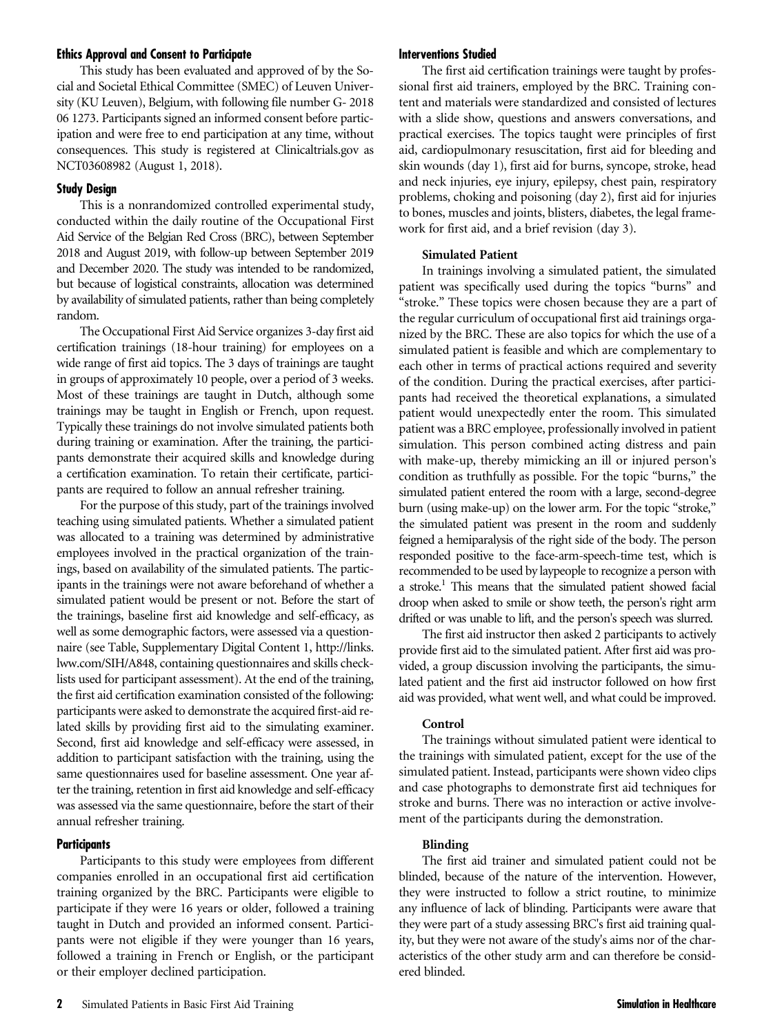### Ethics Approval and Consent to Participate

This study has been evaluated and approved of by the Social and Societal Ethical Committee (SMEC) of Leuven University (KU Leuven), Belgium, with following file number G- 2018 06 1273. Participants signed an informed consent before participation and were free to end participation at any time, without consequences. This study is registered at Clinicaltrials.gov as NCT03608982 (August 1, 2018).

### Study Design

This is a nonrandomized controlled experimental study, conducted within the daily routine of the Occupational First Aid Service of the Belgian Red Cross (BRC), between September 2018 and August 2019, with follow-up between September 2019 and December 2020. The study was intended to be randomized, but because of logistical constraints, allocation was determined by availability of simulated patients, rather than being completely random.

The Occupational First Aid Service organizes 3-day first aid certification trainings (18-hour training) for employees on a wide range of first aid topics. The 3 days of trainings are taught in groups of approximately 10 people, over a period of 3 weeks. Most of these trainings are taught in Dutch, although some trainings may be taught in English or French, upon request. Typically these trainings do not involve simulated patients both during training or examination. After the training, the participants demonstrate their acquired skills and knowledge during a certification examination. To retain their certificate, participants are required to follow an annual refresher training.

For the purpose of this study, part of the trainings involved teaching using simulated patients. Whether a simulated patient was allocated to a training was determined by administrative employees involved in the practical organization of the trainings, based on availability of the simulated patients. The participants in the trainings were not aware beforehand of whether a simulated patient would be present or not. Before the start of the trainings, baseline first aid knowledge and self-efficacy, as well as some demographic factors, were assessed via a questionnaire (see Table, Supplementary Digital Content 1, http://links.lww.com/SIH/A848, containing questionnaires and skills checklists used for participant assessment). At the end of the training, the first aid certification examination consisted of the following: participants were asked to demonstrate the acquired first-aid related skills by providing first aid to the simulating examiner. Second, first aid knowledge and self-efficacy were assessed, in addition to participant satisfaction with the training, using the same questionnaires used for baseline assessment. One year after the training, retention in first aid knowledge and self-efficacy was assessed via the same questionnaire, before the start of their annual refresher training.

### Participants

Participants to this study were employees from different companies enrolled in an occupational first aid certification training organized by the BRC. Participants were eligible to participate if they were 16 years or older, followed a training taught in Dutch and provided an informed consent. Participants were not eligible if they were younger than 16 years, followed a training in French or English, or the participant or their employer declined participation.

### Interventions Studied

The first aid certification trainings were taught by professional first aid trainers, employed by the BRC. Training content and materials were standardized and consisted of lectures with a slide show, questions and answers conversations, and practical exercises. The topics taught were principles of first aid, cardiopulmonary resuscitation, first aid for bleeding and skin wounds (day 1), first aid for burns, syncope, stroke, head and neck injuries, eye injury, epilepsy, chest pain, respiratory problems, choking and poisoning (day 2), first aid for injuries to bones, muscles and joints, blisters, diabetes, the legal framework for first aid, and a brief revision (day 3).

#### Simulated Patient

In trainings involving a simulated patient, the simulated patient was specifically used during the topics "burns" and "stroke." These topics were chosen because they are a part of the regular curriculum of occupational first aid trainings organized by the BRC. These are also topics for which the use of a simulated patient is feasible and which are complementary to each other in terms of practical actions required and severity of the condition. During the practical exercises, after participants had received the theoretical explanations, a simulated patient would unexpectedly enter the room. This simulated patient was a BRC employee, professionally involved in patient simulation. This person combined acting distress and pain with make-up, thereby mimicking an ill or injured person's condition as truthfully as possible. For the topic "burns," the simulated patient entered the room with a large, second-degree burn (using make-up) on the lower arm. For the topic "stroke," the simulated patient was present in the room and suddenly feigned a hemiparalysis of the right side of the body. The person responded positive to the face-arm-speech-time test, which is recommended to be used by laypeople to recognize a person with a stroke.[1] This means that the simulated patient showed facial droop when asked to smile or show teeth, the person's right arm drifted or was unable to lift, and the person's speech was slurred.

The first aid instructor then asked 2 participants to actively provide first aid to the simulated patient. After first aid was provided, a group discussion involving the participants, the simulated patient and the first aid instructor followed on how first aid was provided, what went well, and what could be improved.

#### Control

The trainings without simulated patient were identical to the trainings with simulated patient, except for the use of the simulated patient. Instead, participants were shown video clips and case photographs to demonstrate first aid techniques for stroke and burns. There was no interaction or active involvement of the participants during the demonstration.

#### Blinding

The first aid trainer and simulated patient could not be blinded, because of the nature of the intervention. However, they were instructed to follow a strict routine, to minimize any influence of lack of blinding. Participants were aware that they were part of a study assessing BRC's first aid training quality, but they were not aware of the study's aims nor of the characteristics of the other study arm and can therefore be considered blinded.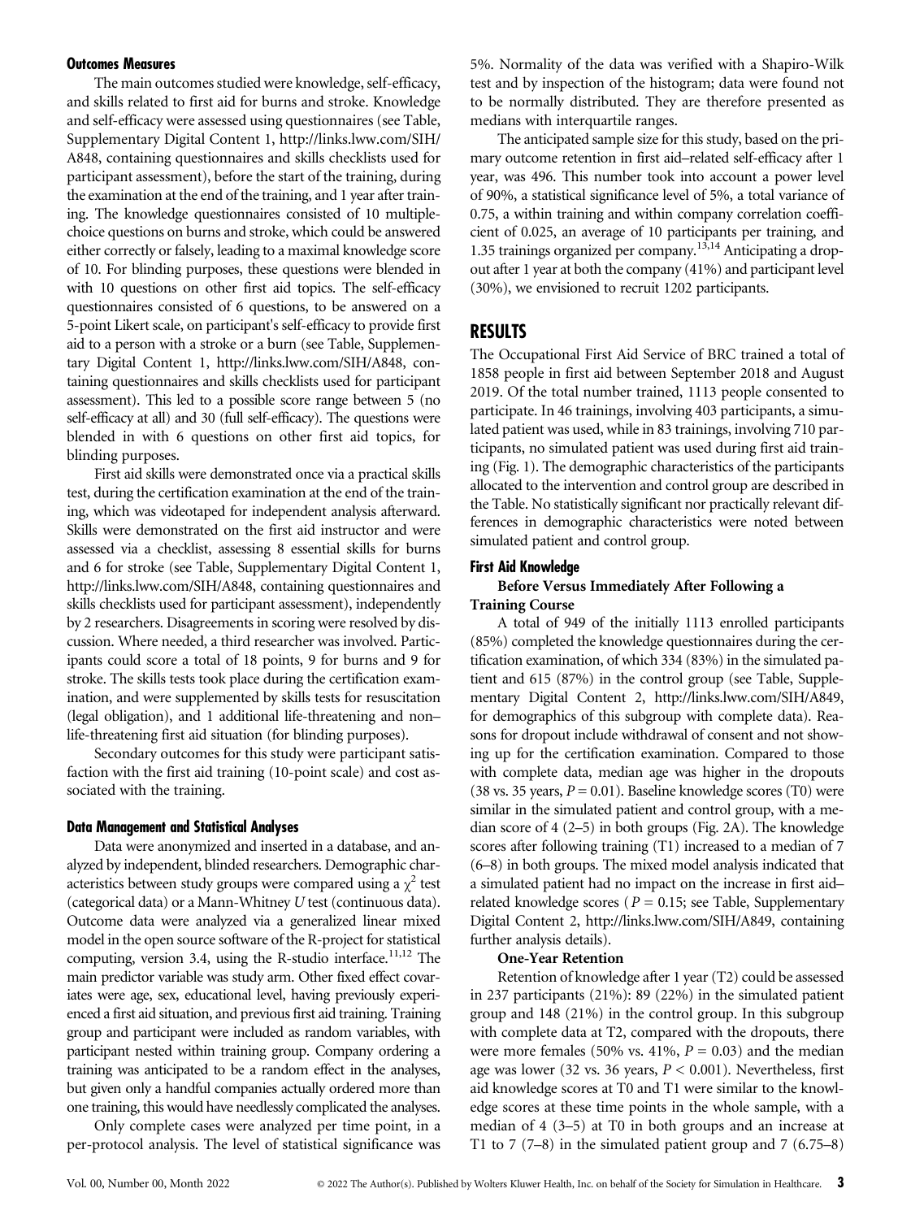#### Outcomes Measures

The main outcomes studied were knowledge, self-efficacy, and skills related to first aid for burns and stroke. Knowledge and self-efficacy were assessed using questionnaires (see Table, Supplementary Digital Content 1, http://links.lww.com/SIH/A848, containing questionnaires and skills checklists used for participant assessment), before the start of the training, during the examination at the end of the training, and 1 year after training. The knowledge questionnaires consisted of 10 multiple-choice questions on burns and stroke, which could be answered either correctly or falsely, leading to a maximal knowledge score of 10. For blinding purposes, these questions were blended in with 10 questions on other first aid topics. The self-efficacy questionnaires consisted of 6 questions, to be answered on a 5-point Likert scale, on participant's self-efficacy to provide first aid to a person with a stroke or a burn (see Table, Supplementary Digital Content 1, http://links.lww.com/SIH/A848, containing questionnaires and skills checklists used for participant assessment). This led to a possible score range between 5 (no self-efficacy at all) and 30 (full self-efficacy). The questions were blended in with 6 questions on other first aid topics, for blinding purposes.

First aid skills were demonstrated once via a practical skills test, during the certification examination at the end of the training, which was videotaped for independent analysis afterward. Skills were demonstrated on the first aid instructor and were assessed via a checklist, assessing 8 essential skills for burns and 6 for stroke (see Table, Supplementary Digital Content 1, http://links.lww.com/SIH/A848, containing questionnaires and skills checklists used for participant assessment), independently by 2 researchers. Disagreements in scoring were resolved by discussion. Where needed, a third researcher was involved. Participants could score a total of 18 points, 9 for burns and 9 for stroke. The skills tests took place during the certification examination, and were supplemented by skills tests for resuscitation (legal obligation), and 1 additional life-threatening and non–life-threatening first aid situation (for blinding purposes).

Secondary outcomes for this study were participant satisfaction with the first aid training (10-point scale) and cost associated with the training.

#### Data Management and Statistical Analyses

Data were anonymized and inserted in a database, and analyzed by independent, blinded researchers. Demographic characteristics between study groups were compared using a $\chi^2$ test (categorical data) or a Mann-Whitney $U$ test (continuous data). Outcome data were analyzed via a generalized linear mixed model in the open source software of the R-project for statistical computing, version 3.4, using the R-studio interface.[11,12] The main predictor variable was study arm. Other fixed effect covariates were age, sex, educational level, having previously experienced a first aid situation, and previous first aid training. Training group and participant were included as random variables, with participant nested within training group. Company ordering a training was anticipated to be a random effect in the analyses, but given only a handful companies actually ordered more than one training, this would have needlessly complicated the analyses.

Only complete cases were analyzed per time point, in a per-protocol analysis. The level of statistical significance was 5%. Normality of the data was verified with a Shapiro-Wilk test and by inspection of the histogram; data were found not to be normally distributed. They are therefore presented as medians with interquartile ranges.

The anticipated sample size for this study, based on the primary outcome retention in first aid–related self-efficacy after 1 year, was 496. This number took into account a power level of 90%, a statistical significance level of 5%, a total variance of 0.75, a within training and within company correlation coefficient of 0.025, an average of 10 participants per training, and 1.35 trainings organized per company.[13,14] Anticipating a dropout after 1 year at both the company (41%) and participant level (30%), we envisioned to recruit 1202 participants.

## RESULTS

The Occupational First Aid Service of BRC trained a total of 1858 people in first aid between September 2018 and August 2019. Of the total number trained, 1113 people consented to participate. In 46 trainings, involving 403 participants, a simulated patient was used, while in 83 trainings, involving 710 participants, no simulated patient was used during first aid training (Fig. 1). The demographic characteristics of the participants allocated to the intervention and control group are described in the Table. No statistically significant nor practically relevant differences in demographic characteristics were noted between simulated patient and control group.

#### First Aid Knowledge

##### Before Versus Immediately After Following a Training Course

A total of 949 of the initially 1113 enrolled participants (85%) completed the knowledge questionnaires during the certification examination, of which 334 (83%) in the simulated patient and 615 (87%) in the control group (see Table, Supplementary Digital Content 2, http://links.lww.com/SIH/A849, for demographics of this subgroup with complete data). Reasons for dropout include withdrawal of consent and not showing up for the certification examination. Compared to those with complete data, median age was higher in the dropouts (38 vs. 35 years, $P = 0.01$). Baseline knowledge scores (T0) were similar in the simulated patient and control group, with a median score of 4 (2–5) in both groups (Fig. 2A). The knowledge scores after following training (T1) increased to a median of 7 (6–8) in both groups. The mixed model analysis indicated that a simulated patient had no impact on the increase in first aid–related knowledge scores ($P = 0.15$; see Table, Supplementary Digital Content 2, http://links.lww.com/SIH/A849, containing further analysis details).

##### One-Year Retention

Retention of knowledge after 1 year (T2) could be assessed in 237 participants (21%): 89 (22%) in the simulated patient group and 148 (21%) in the control group. In this subgroup with complete data at T2, compared with the dropouts, there were more females (50% vs. 41%, $P = 0.03$) and the median age was lower (32 vs. 36 years, $P < 0.001$). Nevertheless, first aid knowledge scores at T0 and T1 were similar to the knowledge scores at these time points in the whole sample, with a median of 4 (3–5) at T0 in both groups and an increase at T1 to 7 (7–8) in the simulated patient group and 7 (6.75–8)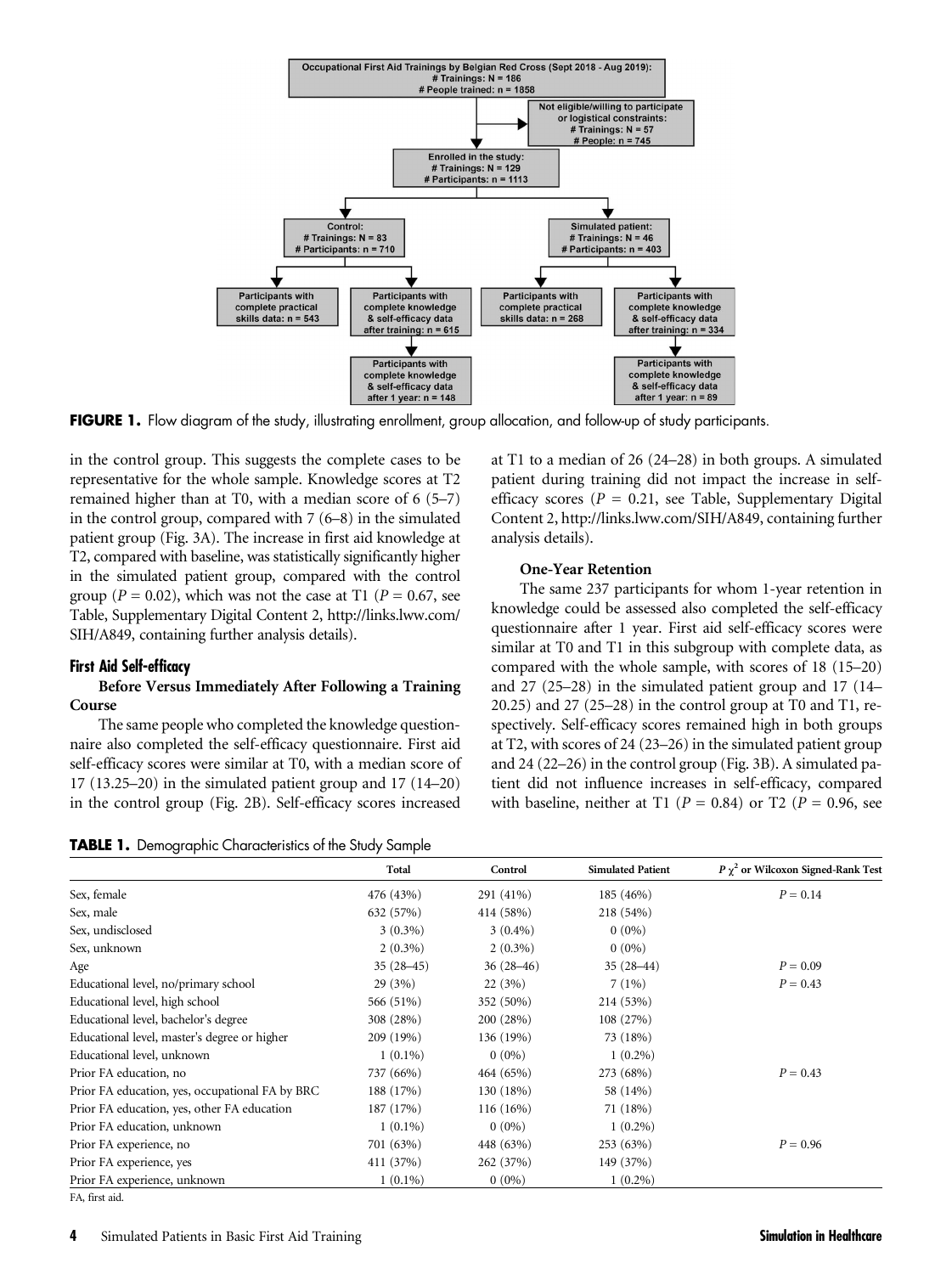FIGURE 1. Flow diagram of the study, illustrating enrollment, group allocation, and follow-up of study participants.

in the control group. This suggests the complete cases to be representative for the whole sample. Knowledge scores at T2 remained higher than at T0, with a median score of 6 (5–7) in the control group, compared with 7 (6–8) in the simulated patient group (Fig. 3A). The increase in first aid knowledge at T2, compared with baseline, was statistically significantly higher in the simulated patient group, compared with the control group ($P = 0.02$), which was not the case at T1 ($P = 0.67$, see Table, Supplementary Digital Content 2, http://links.lww.com/SIH/A849, containing further analysis details).

### First Aid Self-efficacy

#### Before Versus Immediately After Following a Training Course

The same people who completed the knowledge questionnaire also completed the self-efficacy questionnaire. First aid self-efficacy scores were similar at T0, with a median score of 17 (13.25–20) in the simulated patient group and 17 (14–20) in the control group (Fig. 2B). Self-efficacy scores increased at T1 to a median of 26 (24–28) in both groups. A simulated patient during training did not impact the increase in self-efficacy scores ($P = 0.21$, see Table, Supplementary Digital Content 2, http://links.lww.com/SIH/A849, containing further analysis details).

#### One-Year Retention

The same 237 participants for whom 1-year retention in knowledge could be assessed also completed the self-efficacy questionnaire after 1 year. First aid self-efficacy scores were similar at T0 and T1 in this subgroup with complete data, as compared with the whole sample, with scores of 18 (15–20) and 27 (25–28) in the simulated patient group and 17 (14–20.25) and 27 (25–28) in the control group at T0 and T1, respectively. Self-efficacy scores remained high in both groups at T2, with scores of 24 (23–26) in the simulated patient group and 24 (22–26) in the control group (Fig. 3B). A simulated patient did not influence increases in self-efficacy, compared with baseline, neither at T1 ($P = 0.84$) or T2 ($P = 0.96$, see

**TABLE 1.** Demographic Characteristics of the Study Sample

| | Total | Control | Simulated Patient | $P$ $\chi^2$ or Wilcoxon Signed-Rank Test |
|---|---|---|---|---|
| Sex, female | 476 (43%) | 291 (41%) | 185 (46%) | $P = 0.14$ |
| Sex, male | 632 (57%) | 414 (58%) | 218 (54%) | |
| Sex, undisclosed | 3 (0.3%) | 3 (0.4%) | 0 (0%) | |
| Sex, unknown | 2 (0.3%) | 2 (0.3%) | 0 (0%) | |
| Age | 35 (28–45) | 36 (28–46) | 35 (28–44) | $P = 0.09$ |
| Educational level, no/primary school | 29 (3%) | 22 (3%) | 7 (1%) | $P = 0.43$ |
| Educational level, high school | 566 (51%) | 352 (50%) | 214 (53%) | |
| Educational level, bachelor's degree | 308 (28%) | 200 (28%) | 108 (27%) | |
| Educational level, master's degree or higher | 209 (19%) | 136 (19%) | 73 (18%) | |
| Educational level, unknown | 1 (0.1%) | 0 (0%) | 1 (0.2%) | |
| Prior FA education, no | 737 (66%) | 464 (65%) | 273 (68%) | $P = 0.43$ |
| Prior FA education, yes, occupational FA by BRC | 188 (17%) | 130 (18%) | 58 (14%) | |
| Prior FA education, yes, other FA education | 187 (17%) | 116 (16%) | 71 (18%) | |
| Prior FA education, unknown | 1 (0.1%) | 0 (0%) | 1 (0.2%) | |
| Prior FA experience, no | 701 (63%) | 448 (63%) | 253 (63%) | $P = 0.96$ |
| Prior FA experience, yes | 411 (37%) | 262 (37%) | 149 (37%) | |
| Prior FA experience, unknown | 1 (0.1%) | 0 (0%) | 1 (0.2%) | |

FA, first aid.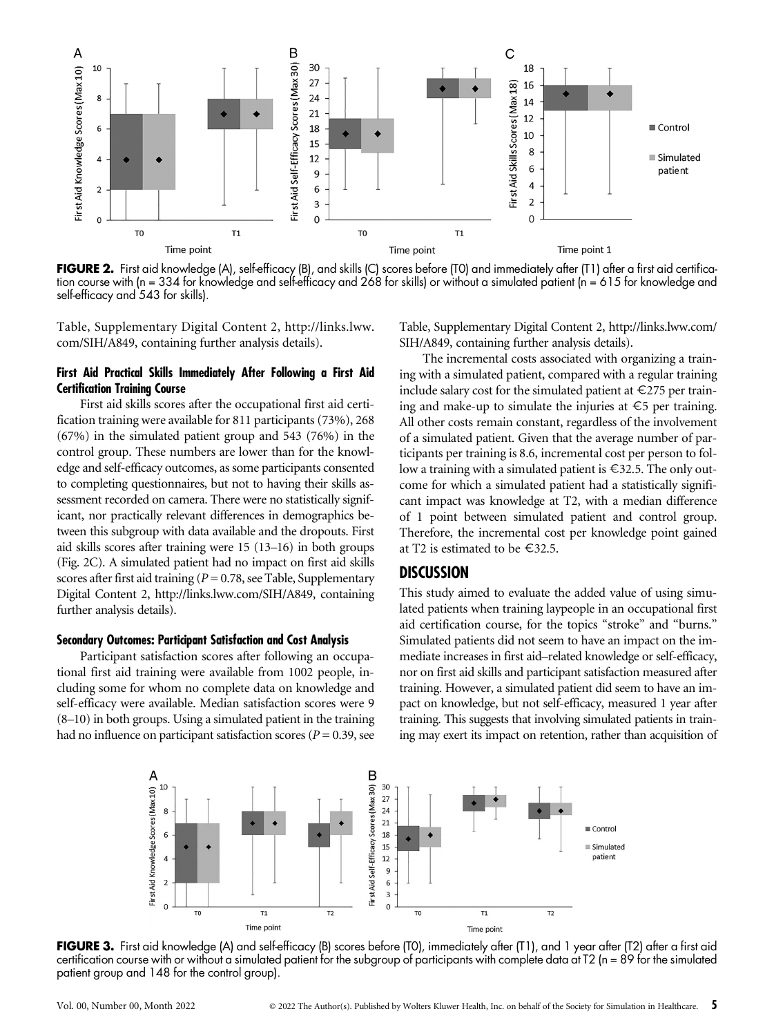FIGURE 2. First aid knowledge (A), self-efficacy (B), and skills (C) scores before (T0) and immediately after (T1) after a first aid certification course with (n = 334 for knowledge and self-efficacy and 268 for skills) or without a simulated patient (n = 615 for knowledge and self-efficacy and 543 for skills).

Table, Supplementary Digital Content 2, http://links.lww.com/SIH/A849, containing further analysis details).

#### First Aid Practical Skills Immediately After Following a First Aid Certification Training Course

First aid skills scores after the occupational first aid certification training were available for 811 participants (73%), 268 (67%) in the simulated patient group and 543 (76%) in the control group. These numbers are lower than for the knowledge and self-efficacy outcomes, as some participants consented to completing questionnaires, but not to having their skills assessment recorded on camera. There were no statistically significant, nor practically relevant differences in demographics between this subgroup with data available and the dropouts. First aid skills scores after training were 15 (13–16) in both groups (Fig. 2C). A simulated patient had no impact on first aid skills scores after first aid training ($P = 0.78$, see Table, Supplementary Digital Content 2, http://links.lww.com/SIH/A849, containing further analysis details).

#### Secondary Outcomes: Participant Satisfaction and Cost Analysis

Participant satisfaction scores after following an occupational first aid training were available from 1002 people, including some for whom no complete data on knowledge and self-efficacy were available. Median satisfaction scores were 9 (8–10) in both groups. Using a simulated patient in the training had no influence on participant satisfaction scores ($P = 0.39$, see Table, Supplementary Digital Content 2, http://links.lww.com/SIH/A849, containing further analysis details).

The incremental costs associated with organizing a training with a simulated patient, compared with a regular training include salary cost for the simulated patient at €275 per training and make-up to simulate the injuries at €5 per training. All other costs remain constant, regardless of the involvement of a simulated patient. Given that the average number of participants per training is 8.6, incremental cost per person to follow a training with a simulated patient is €32.5. The only outcome for which a simulated patient had a statistically significant impact was knowledge at T2, with a median difference of 1 point between simulated patient and control group. Therefore, the incremental cost per knowledge point gained at T2 is estimated to be €32.5.

## DISCUSSION

This study aimed to evaluate the added value of using simulated patients when training laypeople in an occupational first aid certification course, for the topics "stroke" and "burns." Simulated patients did not seem to have an impact on the immediate increases in first aid–related knowledge or self-efficacy, nor on first aid skills and participant satisfaction measured after training. However, a simulated patient did seem to have an impact on knowledge, but not self-efficacy, measured 1 year after training. This suggests that involving simulated patients in training may exert its impact on retention, rather than acquisition of

FIGURE 3. First aid knowledge (A) and self-efficacy (B) scores before (T0), immediately after (T1), and 1 year after (T2) after a first aid certification course with or without a simulated patient for the subgroup of participants with complete data at T2 (n = 89 for the simulated patient group and 148 for the control group).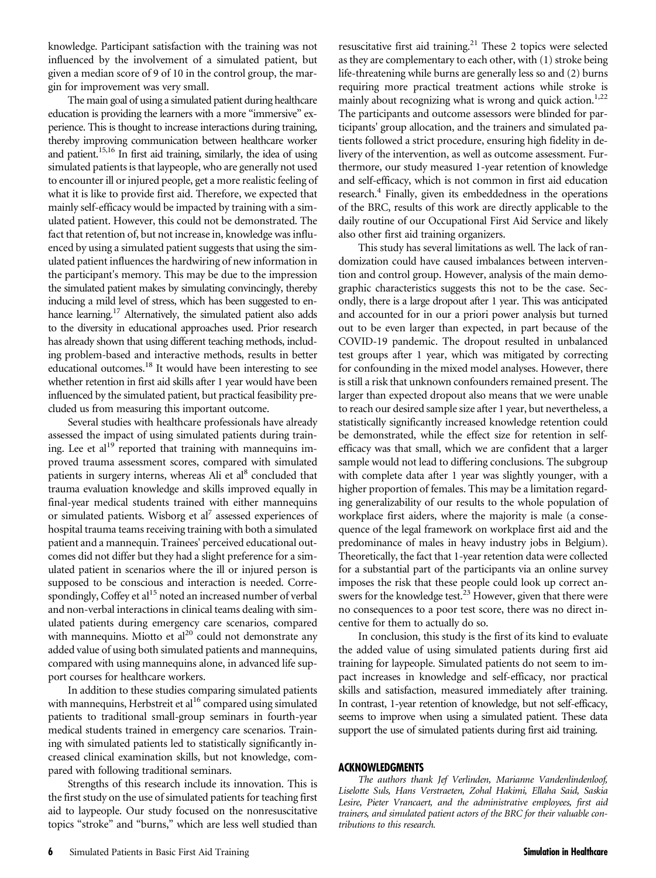knowledge. Participant satisfaction with the training was not influenced by the involvement of a simulated patient, but given a median score of 9 of 10 in the control group, the margin for improvement was very small.

The main goal of using a simulated patient during healthcare education is providing the learners with a more "immersive" experience. This is thought to increase interactions during training, thereby improving communication between healthcare worker and patient.[15,16] In first aid training, similarly, the idea of using simulated patients is that laypeople, who are generally not used to encounter ill or injured people, get a more realistic feeling of what it is like to provide first aid. Therefore, we expected that mainly self-efficacy would be impacted by training with a simulated patient. However, this could not be demonstrated. The fact that retention of, but not increase in, knowledge was influenced by using a simulated patient suggests that using the simulated patient influences the hardwiring of new information in the participant's memory. This may be due to the impression the simulated patient makes by simulating convincingly, thereby inducing a mild level of stress, which has been suggested to enhance learning.[17] Alternatively, the simulated patient also adds to the diversity in educational approaches used. Prior research has already shown that using different teaching methods, including problem-based and interactive methods, results in better educational outcomes.[18] It would have been interesting to see whether retention in first aid skills after 1 year would have been influenced by the simulated patient, but practical feasibility precluded us from measuring this important outcome.

Several studies with healthcare professionals have already assessed the impact of using simulated patients during training. Lee et al[19] reported that training with mannequins improved trauma assessment scores, compared with simulated patients in surgery interns, whereas Ali et al[8] concluded that trauma evaluation knowledge and skills improved equally in final-year medical students trained with either mannequins or simulated patients. Wisborg et al[7] assessed experiences of hospital trauma teams receiving training with both a simulated patient and a mannequin. Trainees' perceived educational outcomes did not differ but they had a slight preference for a simulated patient in scenarios where the ill or injured person is supposed to be conscious and interaction is needed. Correspondingly, Coffey et al[15] noted an increased number of verbal and non-verbal interactions in clinical teams dealing with simulated patients during emergency care scenarios, compared with mannequins. Miotto et al[20] could not demonstrate any added value of using both simulated patients and mannequins, compared with using mannequins alone, in advanced life support courses for healthcare workers.

In addition to these studies comparing simulated patients with mannequins, Herbstreit et al[16] compared using simulated patients to traditional small-group seminars in fourth-year medical students trained in emergency care scenarios. Training with simulated patients led to statistically significantly increased clinical examination skills, but not knowledge, compared with following traditional seminars.

Strengths of this research include its innovation. This is the first study on the use of simulated patients for teaching first aid to laypeople. Our study focused on the nonresuscitative topics "stroke" and "burns," which are less well studied than resuscitative first aid training.[21] These 2 topics were selected as they are complementary to each other, with (1) stroke being life-threatening while burns are generally less so and (2) burns requiring more practical treatment actions while stroke is mainly about recognizing what is wrong and quick action.[1,22] The participants and outcome assessors were blinded for participants' group allocation, and the trainers and simulated patients followed a strict procedure, ensuring high fidelity in delivery of the intervention, as well as outcome assessment. Furthermore, our study measured 1-year retention of knowledge and self-efficacy, which is not common in first aid education research.[4] Finally, given its embeddedness in the operations of the BRC, results of this work are directly applicable to the daily routine of our Occupational First Aid Service and likely also other first aid training organizers.

This study has several limitations as well. The lack of randomization could have caused imbalances between intervention and control group. However, analysis of the main demographic characteristics suggests this not to be the case. Secondly, there is a large dropout after 1 year. This was anticipated and accounted for in our a priori power analysis but turned out to be even larger than expected, in part because of the COVID-19 pandemic. The dropout resulted in unbalanced test groups after 1 year, which was mitigated by correcting for confounding in the mixed model analyses. However, there is still a risk that unknown confounders remained present. The larger than expected dropout also means that we were unable to reach our desired sample size after 1 year, but nevertheless, a statistically significantly increased knowledge retention could be demonstrated, while the effect size for retention in self-efficacy was that small, which we are confident that a larger sample would not lead to differing conclusions. The subgroup with complete data after 1 year was slightly younger, with a higher proportion of females. This may be a limitation regarding generalizability of our results to the whole population of workplace first aiders, where the majority is male (a consequence of the legal framework on workplace first aid and the predominance of males in heavy industry jobs in Belgium). Theoretically, the fact that 1-year retention data were collected for a substantial part of the participants via an online survey imposes the risk that these people could look up correct answers for the knowledge test.[23] However, given that there were no consequences to a poor test score, there was no direct incentive for them to actually do so.

In conclusion, this study is the first of its kind to evaluate the added value of using simulated patients during first aid training for laypeople. Simulated patients do not seem to impact increases in knowledge and self-efficacy, nor practical skills and satisfaction, measured immediately after training. In contrast, 1-year retention of knowledge, but not self-efficacy, seems to improve when using a simulated patient. These data support the use of simulated patients during first aid training.

## ACKNOWLEDGMENTS

*The authors thank Jef Verlinden, Marianne Vandenlindenloof, Liselotte Suls, Hans Verstraeten, Zohal Hakimi, Ellaha Said, Saskia Lesire, Pieter Vrancaert, and the administrative employees, first aid trainers, and simulated patient actors of the BRC for their valuable contributions to this research.*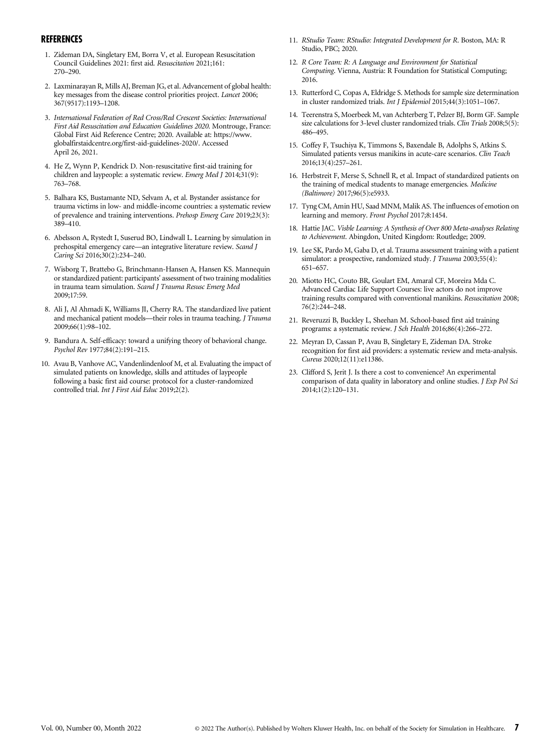## REFERENCES

1. Zideman DA, Singletary EM, Borra V, et al. European Resuscitation Council Guidelines 2021: first aid. *Resuscitation* 2021;161: 270–290.
2. Laxminarayan R, Mills AJ, Breman JG, et al. Advancement of global health: key messages from the disease control priorities project. *Lancet* 2006; 367(9517):1193–1208.
3. *International Federation of Red Cross/Red Crescent Societies: International First Aid Resuscitation and Education Guidelines 2020*. Montrouge, France: Global First Aid Reference Centre; 2020. Available at: https://www.globalfirstaidcentre.org/first-aid-guidelines-2020/. Accessed April 26, 2021.
4. He Z, Wynn P, Kendrick D. Non-resuscitative first-aid training for children and laypeople: a systematic review. *Emerg Med J* 2014;31(9): 763–768.
5. Balhara KS, Bustamante ND, Selvam A, et al. Bystander assistance for trauma victims in low- and middle-income countries: a systematic review of prevalence and training interventions. *Prehosp Emerg Care* 2019;23(3): 389–410.
6. Abelsson A, Rystedt I, Suserud BO, Lindwall L. Learning by simulation in prehospital emergency care—an integrative literature review. *Scand J Caring Sci* 2016;30(2):234–240.
7. Wisborg T, Brattebo G, Brinchmann-Hansen A, Hansen KS. Mannequin or standardized patient: participants' assessment of two training modalities in trauma team simulation. *Scand J Trauma Resusc Emerg Med* 2009;17:59.
8. Ali J, Al Ahmadi K, Williams JI, Cherry RA. The standardized live patient and mechanical patient models—their roles in trauma teaching. *J Trauma* 2009;66(1):98–102.
9. Bandura A. Self-efficacy: toward a unifying theory of behavioral change. *Psychol Rev* 1977;84(2):191–215.
10. Avau B, Vanhove AC, Vandenlindenloof M, et al. Evaluating the impact of simulated patients on knowledge, skills and attitudes of laypeople following a basic first aid course: protocol for a cluster-randomized controlled trial. *Int J First Aid Educ* 2019;2(2).
11. *RStudio Team: RStudio: Integrated Development for R*. Boston, MA: R Studio, PBC; 2020.
12. *R Core Team: R: A Language and Environment for Statistical Computing*. Vienna, Austria: R Foundation for Statistical Computing; 2016.
13. Rutterford C, Copas A, Eldridge S. Methods for sample size determination in cluster randomized trials. *Int J Epidemiol* 2015;44(3):1051–1067.
14. Teerenstra S, Moerbeek M, van Achterberg T, Pelzer BJ, Borm GF. Sample size calculations for 3-level cluster randomized trials. *Clin Trials* 2008;5(5): 486–495.
15. Coffey F, Tsuchiya K, Timmons S, Baxendale B, Adolphs S, Atkins S. Simulated patients versus manikins in acute-care scenarios. *Clin Teach* 2016;13(4):257–261.
16. Herbstreit F, Merse S, Schnell R, et al. Impact of standardized patients on the training of medical students to manage emergencies. *Medicine (Baltimore)* 2017;96(5):e5933.
17. Tyng CM, Amin HU, Saad MNM, Malik AS. The influences of emotion on learning and memory. *Front Psychol* 2017;8:1454.
18. Hattie JAC. *Visble Learning: A Synthesis of Over 800 Meta-analyses Relating to Achievement*. Abingdon, United Kingdom: Routledge; 2009.
19. Lee SK, Pardo M, Gaba D, et al. Trauma assessment training with a patient simulator: a prospective, randomized study. *J Trauma* 2003;55(4): 651–657.
20. Miotto HC, Couto BR, Goulart EM, Amaral CF, Moreira Mda C. Advanced Cardiac Life Support Courses: live actors do not improve training results compared with conventional manikins. *Resuscitation* 2008; 76(2):244–248.
21. Reveruzzi B, Buckley L, Sheehan M. School-based first aid training programs: a systematic review. *J Sch Health* 2016;86(4):266–272.
22. Meyran D, Cassan P, Avau B, Singletary E, Zideman DA. Stroke recognition for first aid providers: a systematic review and meta-analysis. *Cureus* 2020;12(11):e11386.
23. Clifford S, Jerit J. Is there a cost to convenience? An experimental comparison of data quality in laboratory and online studies. *J Exp Pol Sci* 2014;1(2):120–131.